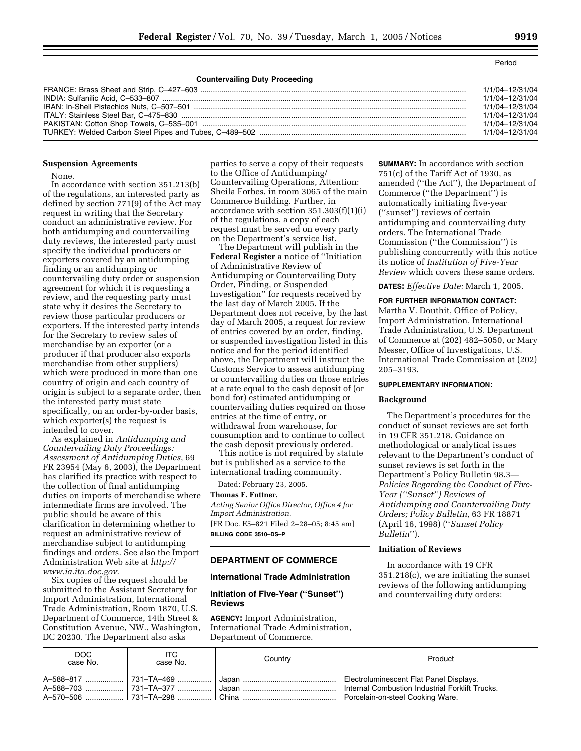| | Period |
|---|---|
| **Countervailing Duty Proceeding** | |
| FRANCE: Brass Sheet and Strip, C–427–603 | 1/1/04–12/31/04 |
| INDIA: Sulfanilic Acid, C–533–807 | 1/1/04–12/31/04 |
| IRAN: In-Shell Pistachios Nuts, C–507–501 | 1/1/04–12/31/04 |
| ITALY: Stainless Steel Bar, C–475–830 | 1/1/04–12/31/04 |
| PAKISTAN: Cotton Shop Towels, C–535–001 | 1/1/04–12/31/04 |
| TURKEY: Welded Carbon Steel Pipes and Tubes, C–489–502 | 1/1/04–12/31/04 |

**Suspension Agreements**

None.

In accordance with section 351.213(b) of the regulations, an interested party as defined by section 771(9) of the Act may request in writing that the Secretary conduct an administrative review. For both antidumping and countervailing duty reviews, the interested party must specify the individual producers or exporters covered by an antidumping finding or an antidumping or countervailing duty order or suspension agreement for which it is requesting a review, and the requesting party must state why it desires the Secretary to review those particular producers or exporters. If the interested party intends for the Secretary to review sales of merchandise by an exporter (or a producer if that producer also exports merchandise from other suppliers) which were produced in more than one country of origin and each country of origin is subject to a separate order, then the interested party must state specifically, on an order-by-order basis, which exporter(s) the request is intended to cover.

As explained in *Antidumping and Countervailing Duty Proceedings: Assessment of Antidumping Duties*, 69 FR 23954 (May 6, 2003), the Department has clarified its practice with respect to the collection of final antidumping duties on imports of merchandise where intermediate firms are involved. The public should be aware of this clarification in determining whether to request an administrative review of merchandise subject to antidumping findings and orders. See also the Import Administration Web site at *http://www.ia.ita.doc.gov*.

Six copies of the request should be submitted to the Assistant Secretary for Import Administration, International Trade Administration, Room 1870, U.S. Department of Commerce, 14th Street & Constitution Avenue, NW., Washington, DC 20230. The Department also asks parties to serve a copy of their requests to the Office of Antidumping/Countervailing Operations, Attention: Sheila Forbes, in room 3065 of the main Commerce Building. Further, in accordance with section 351.303(f)(1)(i) of the regulations, a copy of each request must be served on every party on the Department's service list.

The Department will publish in the **Federal Register** a notice of ''Initiation of Administrative Review of Antidumping or Countervailing Duty Order, Finding, or Suspended Investigation'' for requests received by the last day of March 2005. If the Department does not receive, by the last day of March 2005, a request for review of entries covered by an order, finding, or suspended investigation listed in this notice and for the period identified above, the Department will instruct the Customs Service to assess antidumping or countervailing duties on those entries at a rate equal to the cash deposit of (or bond for) estimated antidumping or countervailing duties required on those entries at the time of entry, or withdrawal from warehouse, for consumption and to continue to collect the cash deposit previously ordered.

This notice is not required by statute but is published as a service to the international trading community.

Dated: February 23, 2005.

**Thomas F. Futtner,**

*Acting Senior Office Director, Office 4 for Import Administration.*

[FR Doc. E5–821 Filed 2–28–05; 8:45 am]

**BILLING CODE 3510–DS–P**

## DEPARTMENT OF COMMERCE

### International Trade Administration

### Initiation of Five-Year (''Sunset'') Reviews

**AGENCY:** Import Administration, International Trade Administration, Department of Commerce.

**SUMMARY:** In accordance with section 751(c) of the Tariff Act of 1930, as amended (''the Act''), the Department of Commerce (''the Department'') is automatically initiating five-year (''sunset'') reviews of certain antidumping and countervailing duty orders. The International Trade Commission (''the Commission'') is publishing concurrently with this notice its notice of *Institution of Five-Year Review* which covers these same orders.

**DATES:** *Effective Date:* March 1, 2005.

**FOR FURTHER INFORMATION CONTACT:** Martha V. Douthit, Office of Policy, Import Administration, International Trade Administration, U.S. Department of Commerce at (202) 482–5050, or Mary Messer, Office of Investigations, U.S. International Trade Commission at (202) 205–3193.

**SUPPLEMENTARY INFORMATION:**

**Background**

The Department's procedures for the conduct of sunset reviews are set forth in 19 CFR 351.218. Guidance on methodological or analytical issues relevant to the Department's conduct of sunset reviews is set forth in the Department's Policy Bulletin 98.3—*Policies Regarding the Conduct of Five-Year (''Sunset'') Reviews of Antidumping and Countervailing Duty Orders; Policy Bulletin*, 63 FR 18871 (April 16, 1998) (''*Sunset Policy Bulletin*'').

**Initiation of Reviews**

In accordance with 19 CFR 351.218(c), we are initiating the sunset reviews of the following antidumping and countervailing duty orders:

| DOC case No. | ITC case No. | Country | Product |
|---|---|---|---|
| A–588–817 | 731–TA–469 | Japan | Electroluminescent Flat Panel Displays. |
| A–588–703 | 731–TA–377 | Japan | Internal Combustion Industrial Forklift Trucks. |
| A–570–506 | 731–TA–298 | China | Porcelain-on-steel Cooking Ware. |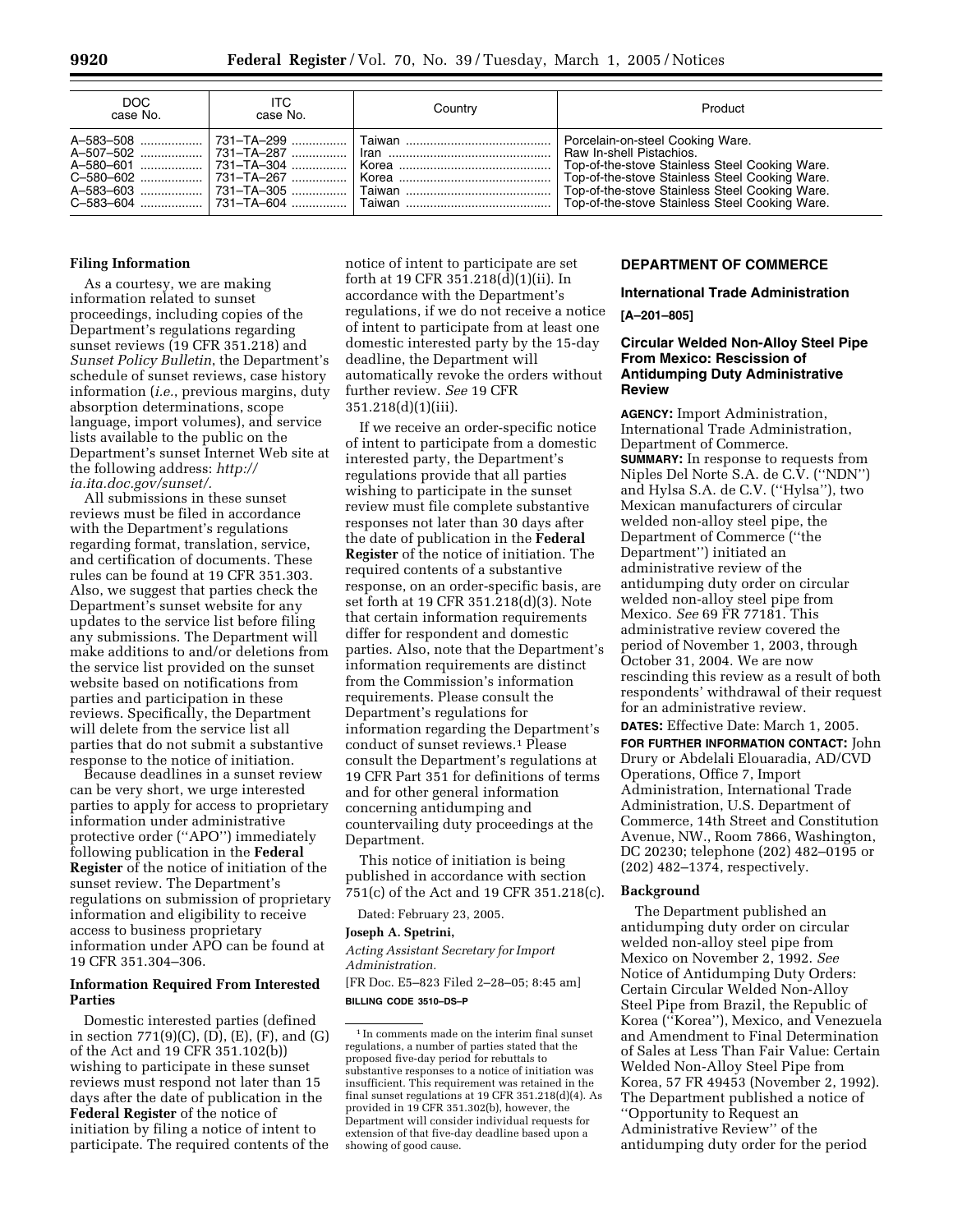| DOC case No. | ITC case No. | Country | Product |
|---|---|---|---|
| A–583–508 | 731–TA–299 | Taiwan | Porcelain-on-steel Cooking Ware. |
| A–507–502 | 731–TA–287 | Iran | Raw In-shell Pistachios. |
| A–580–601 | 731–TA–304 | Korea | Top-of-the-stove Stainless Steel Cooking Ware. |
| C–580–602 | 731–TA–267 | Korea | Top-of-the-stove Stainless Steel Cooking Ware. |
| A–583–603 | 731–TA–305 | Taiwan | Top-of-the-stove Stainless Steel Cooking Ware. |
| C–583–604 | 731–TA–604 | Taiwan | Top-of-the-stove Stainless Steel Cooking Ware. |

### Filing Information

As a courtesy, we are making information related to sunset proceedings, including copies of the Department's regulations regarding sunset reviews (19 CFR 351.218) and *Sunset Policy Bulletin*, the Department's schedule of sunset reviews, case history information (*i.e.*, previous margins, duty absorption determinations, scope language, import volumes), and service lists available to the public on the Department's sunset Internet Web site at the following address: *http://ia.ita.doc.gov/sunset/*.

All submissions in these sunset reviews must be filed in accordance with the Department's regulations regarding format, translation, service, and certification of documents. These rules can be found at 19 CFR 351.303. Also, we suggest that parties check the Department's sunset website for any updates to the service list before filing any submissions. The Department will make additions to and/or deletions from the service list provided on the sunset website based on notifications from parties and participation in these reviews. Specifically, the Department will delete from the service list all parties that do not submit a substantive response to the notice of initiation.

Because deadlines in a sunset review can be very short, we urge interested parties to apply for access to proprietary information under administrative protective order (''APO'') immediately following publication in the **Federal Register** of the notice of initiation of the sunset review. The Department's regulations on submission of proprietary information and eligibility to receive access to business proprietary information under APO can be found at 19 CFR 351.304–306.

### Information Required From Interested Parties

Domestic interested parties (defined in section 771(9)(C), (D), (E), (F), and (G) of the Act and 19 CFR 351.102(b)) wishing to participate in these sunset reviews must respond not later than 15 days after the date of publication in the **Federal Register** of the notice of initiation by filing a notice of intent to participate. The required contents of the notice of intent to participate are set forth at 19 CFR 351.218(d)(1)(ii). In accordance with the Department's regulations, if we do not receive a notice of intent to participate from at least one domestic interested party by the 15-day deadline, the Department will automatically revoke the orders without further review. *See* 19 CFR 351.218(d)(1)(iii).

If we receive an order-specific notice of intent to participate from a domestic interested party, the Department's regulations provide that all parties wishing to participate in the sunset review must file complete substantive responses not later than 30 days after the date of publication in the **Federal Register** of the notice of initiation. The required contents of a substantive response, on an order-specific basis, are set forth at 19 CFR 351.218(d)(3). Note that certain information requirements differ for respondent and domestic parties. Also, note that the Department's information requirements are distinct from the Commission's information requirements. Please consult the Department's regulations for information regarding the Department's conduct of sunset reviews.[1] Please consult the Department's regulations at 19 CFR Part 351 for definitions of terms and for other general information concerning antidumping and countervailing duty proceedings at the Department.

This notice of initiation is being published in accordance with section 751(c) of the Act and 19 CFR 351.218(c).

Dated: February 23, 2005.

**Joseph A. Spetrini,**

*Acting Assistant Secretary for Import Administration.*

[FR Doc. E5–823 Filed 2–28–05; 8:45 am]

**BILLING CODE 3510–DS–P**

[1] In comments made on the interim final sunset regulations, a number of parties stated that the proposed five-day period for rebuttals to substantive responses to a notice of initiation was insufficient. This requirement was retained in the final sunset regulations at 19 CFR 351.218(d)(4). As provided in 19 CFR 351.302(b), however, the Department will consider individual requests for extension of that five-day deadline based upon a showing of good cause.

## DEPARTMENT OF COMMERCE

### International Trade Administration

**[A–201–805]**

### Circular Welded Non-Alloy Steel Pipe From Mexico: Rescission of Antidumping Duty Administrative Review

**AGENCY:** Import Administration, International Trade Administration, Department of Commerce.

**SUMMARY:** In response to requests from Niples Del Norte S.A. de C.V. (''NDN'') and Hylsa S.A. de C.V. (''Hylsa''), two Mexican manufacturers of circular welded non-alloy steel pipe, the Department of Commerce (''the Department'') initiated an administrative review of the antidumping duty order on circular welded non-alloy steel pipe from Mexico. *See* 69 FR 77181. This administrative review covered the period of November 1, 2003, through October 31, 2004. We are now rescinding this review as a result of both respondents' withdrawal of their request for an administrative review.

**DATES:** Effective Date: March 1, 2005.

**FOR FURTHER INFORMATION CONTACT:** John Drury or Abdelali Elouaradia, AD/CVD Operations, Office 7, Import Administration, International Trade Administration, U.S. Department of Commerce, 14th Street and Constitution Avenue, NW., Room 7866, Washington, DC 20230; telephone (202) 482–0195 or (202) 482–1374, respectively.

### Background

The Department published an antidumping duty order on circular welded non-alloy steel pipe from Mexico on November 2, 1992. *See* Notice of Antidumping Duty Orders: Certain Circular Welded Non-Alloy Steel Pipe from Brazil, the Republic of Korea (''Korea''), Mexico, and Venezuela and Amendment to Final Determination of Sales at Less Than Fair Value: Certain Welded Non-Alloy Steel Pipe from Korea, 57 FR 49453 (November 2, 1992). The Department published a notice of ''Opportunity to Request an Administrative Review'' of the antidumping duty order for the period